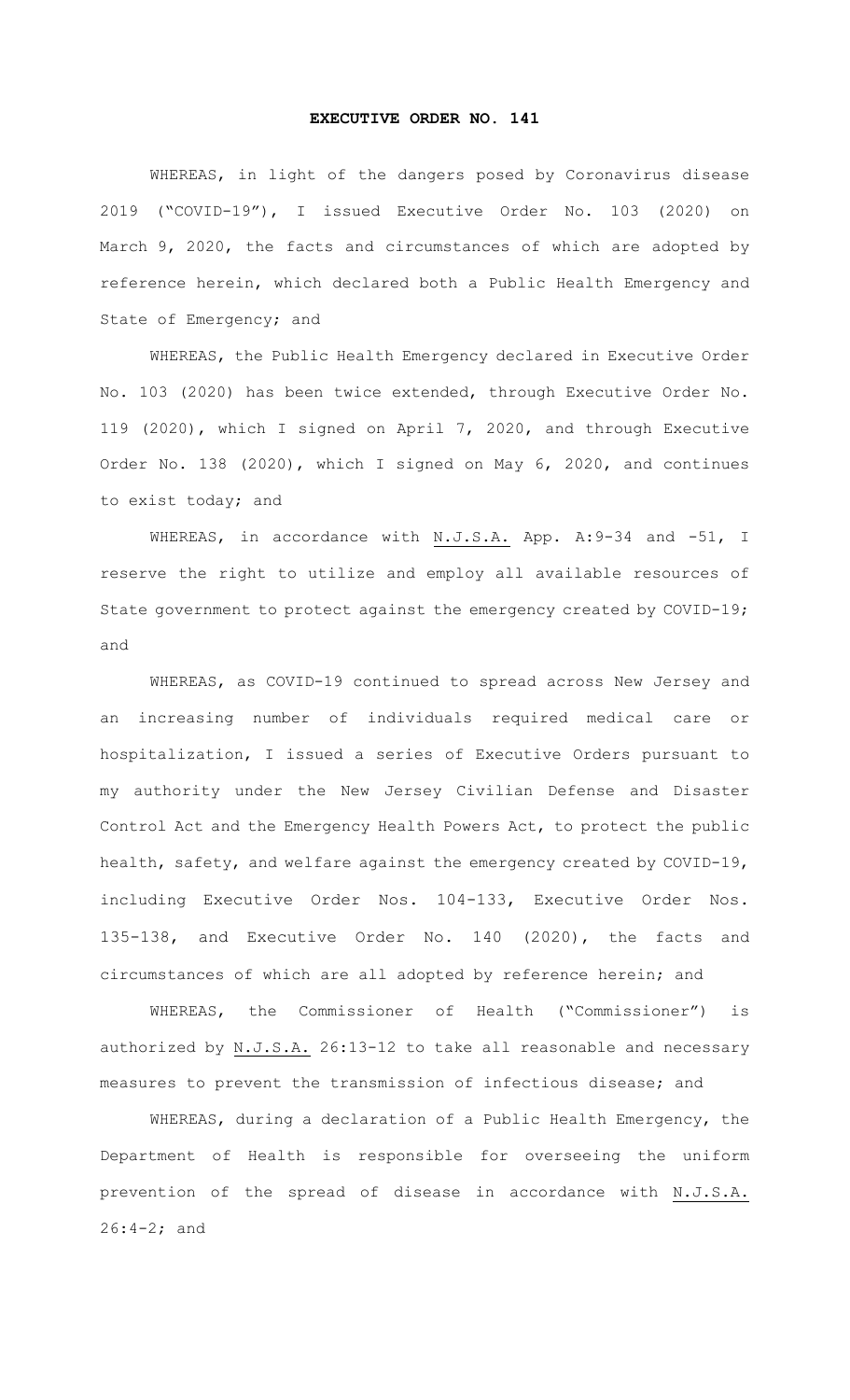# EXECUTIVE ORDER NO. 141

WHEREAS, in light of the dangers posed by Coronavirus disease 2019 ("COVID-19"), I issued Executive Order No. 103 (2020) on March 9, 2020, the facts and circumstances of which are adopted by reference herein, which declared both a Public Health Emergency and State of Emergency; and

WHEREAS, the Public Health Emergency declared in Executive Order No. 103 (2020) has been twice extended, through Executive Order No. 119 (2020), which I signed on April 7, 2020, and through Executive Order No. 138 (2020), which I signed on May 6, 2020, and continues to exist today; and

WHEREAS, in accordance with N.J.S.A. App. A:9-34 and -51, I reserve the right to utilize and employ all available resources of State government to protect against the emergency created by COVID-19; and

WHEREAS, as COVID-19 continued to spread across New Jersey and an increasing number of individuals required medical care or hospitalization, I issued a series of Executive Orders pursuant to my authority under the New Jersey Civilian Defense and Disaster Control Act and the Emergency Health Powers Act, to protect the public health, safety, and welfare against the emergency created by COVID-19, including Executive Order Nos. 104-133, Executive Order Nos. 135-138, and Executive Order No. 140 (2020), the facts and circumstances of which are all adopted by reference herein; and

WHEREAS, the Commissioner of Health ("Commissioner") is authorized by N.J.S.A. 26:13-12 to take all reasonable and necessary measures to prevent the transmission of infectious disease; and

WHEREAS, during a declaration of a Public Health Emergency, the Department of Health is responsible for overseeing the uniform prevention of the spread of disease in accordance with N.J.S.A. 26:4-2; and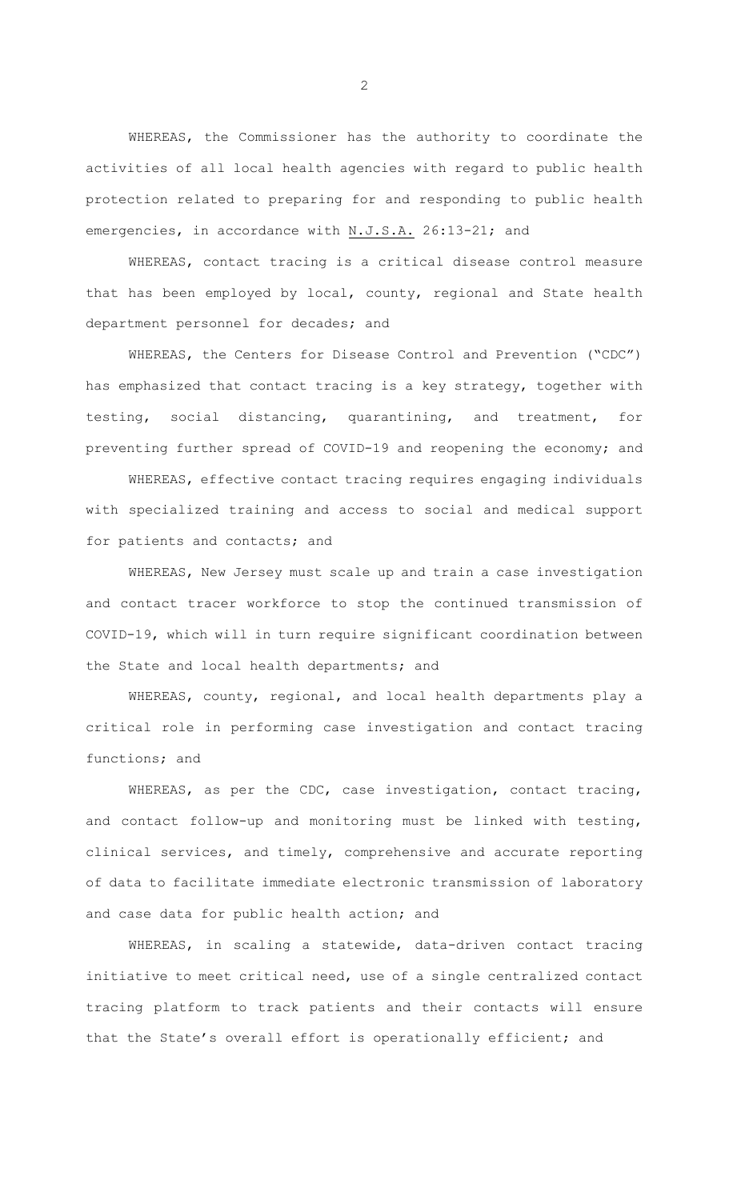WHEREAS, the Commissioner has the authority to coordinate the activities of all local health agencies with regard to public health protection related to preparing for and responding to public health emergencies, in accordance with N.J.S.A. 26:13-21; and

WHEREAS, contact tracing is a critical disease control measure that has been employed by local, county, regional and State health department personnel for decades; and

WHEREAS, the Centers for Disease Control and Prevention ("CDC") has emphasized that contact tracing is a key strategy, together with testing, social distancing, quarantining, and treatment, for preventing further spread of COVID-19 and reopening the economy; and

WHEREAS, effective contact tracing requires engaging individuals with specialized training and access to social and medical support for patients and contacts; and

WHEREAS, New Jersey must scale up and train a case investigation and contact tracer workforce to stop the continued transmission of COVID-19, which will in turn require significant coordination between the State and local health departments; and

WHEREAS, county, regional, and local health departments play a critical role in performing case investigation and contact tracing functions; and

WHEREAS, as per the CDC, case investigation, contact tracing, and contact follow-up and monitoring must be linked with testing, clinical services, and timely, comprehensive and accurate reporting of data to facilitate immediate electronic transmission of laboratory and case data for public health action; and

WHEREAS, in scaling a statewide, data-driven contact tracing initiative to meet critical need, use of a single centralized contact tracing platform to track patients and their contacts will ensure that the State's overall effort is operationally efficient; and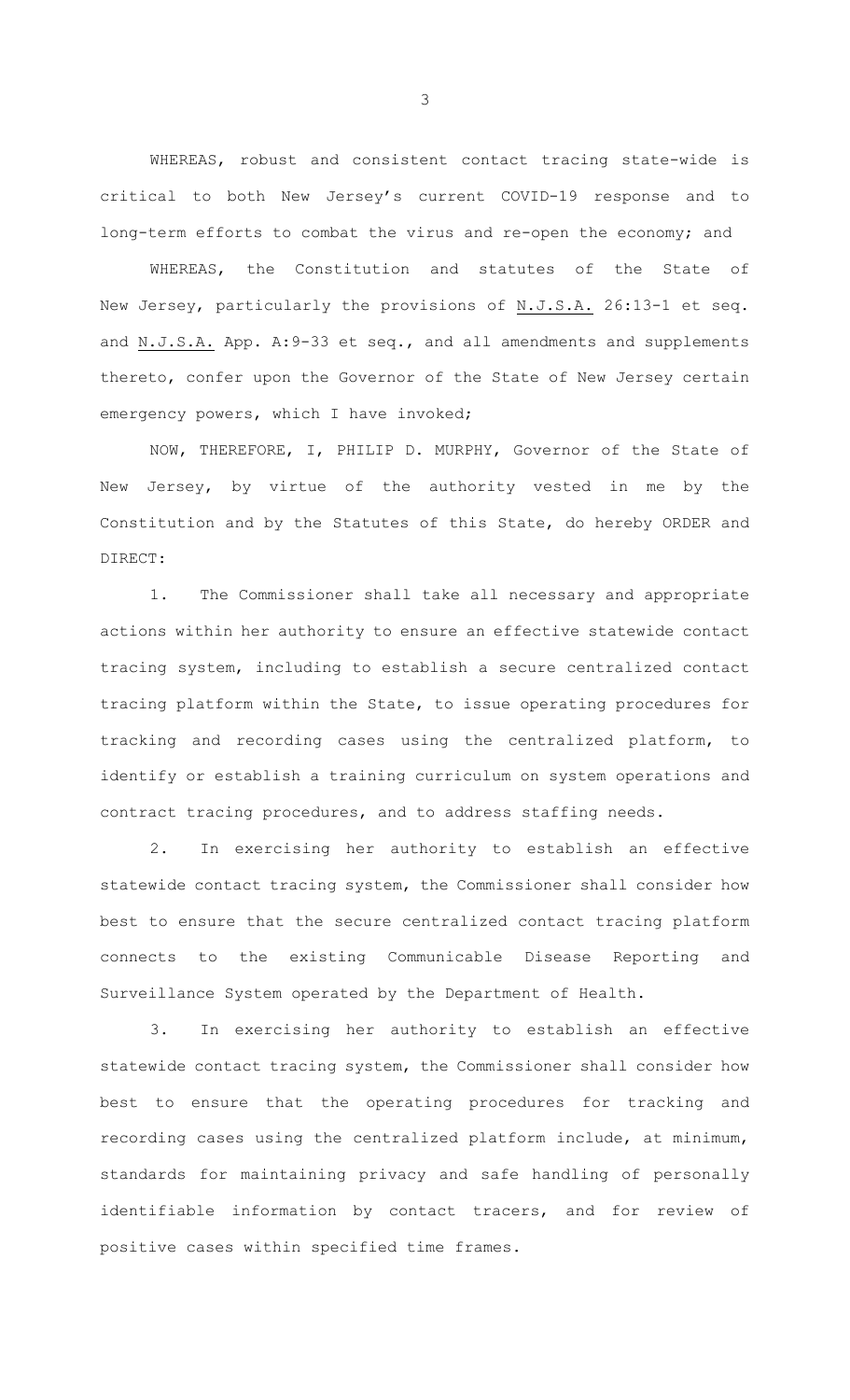WHEREAS, robust and consistent contact tracing state-wide is critical to both New Jersey's current COVID-19 response and to long-term efforts to combat the virus and re-open the economy; and

WHEREAS, the Constitution and statutes of the State of New Jersey, particularly the provisions of N.J.S.A. 26:13-1 et seq. and N.J.S.A. App. A:9-33 et seq., and all amendments and supplements thereto, confer upon the Governor of the State of New Jersey certain emergency powers, which I have invoked;

NOW, THEREFORE, I, PHILIP D. MURPHY, Governor of the State of New Jersey, by virtue of the authority vested in me by the Constitution and by the Statutes of this State, do hereby ORDER and DIRECT:

1. The Commissioner shall take all necessary and appropriate actions within her authority to ensure an effective statewide contact tracing system, including to establish a secure centralized contact tracing platform within the State, to issue operating procedures for tracking and recording cases using the centralized platform, to identify or establish a training curriculum on system operations and contract tracing procedures, and to address staffing needs.

2. In exercising her authority to establish an effective statewide contact tracing system, the Commissioner shall consider how best to ensure that the secure centralized contact tracing platform connects to the existing Communicable Disease Reporting and Surveillance System operated by the Department of Health.

3. In exercising her authority to establish an effective statewide contact tracing system, the Commissioner shall consider how best to ensure that the operating procedures for tracking and recording cases using the centralized platform include, at minimum, standards for maintaining privacy and safe handling of personally identifiable information by contact tracers, and for review of positive cases within specified time frames.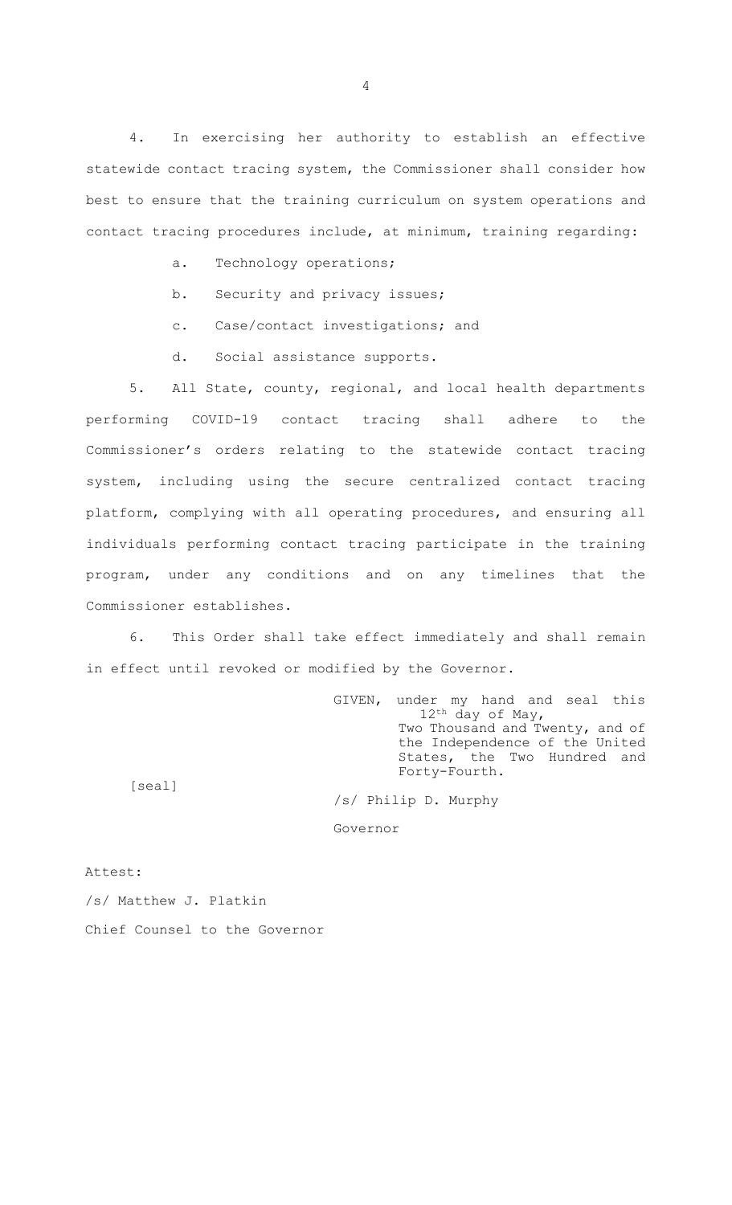4. In exercising her authority to establish an effective statewide contact tracing system, the Commissioner shall consider how best to ensure that the training curriculum on system operations and contact tracing procedures include, at minimum, training regarding:

   a. Technology operations;

   b. Security and privacy issues;

   c. Case/contact investigations; and

   d. Social assistance supports.

5. All State, county, regional, and local health departments performing COVID-19 contact tracing shall adhere to the Commissioner's orders relating to the statewide contact tracing system, including using the secure centralized contact tracing platform, complying with all operating procedures, and ensuring all individuals performing contact tracing participate in the training program, under any conditions and on any timelines that the Commissioner establishes.

6. This Order shall take effect immediately and shall remain in effect until revoked or modified by the Governor.

GIVEN, under my hand and seal this 12th day of May, Two Thousand and Twenty, and of the Independence of the United States, the Two Hundred and Forty-Fourth.

[seal]

/s/ Philip D. Murphy

Governor

Attest:

/s/ Matthew J. Platkin

Chief Counsel to the Governor